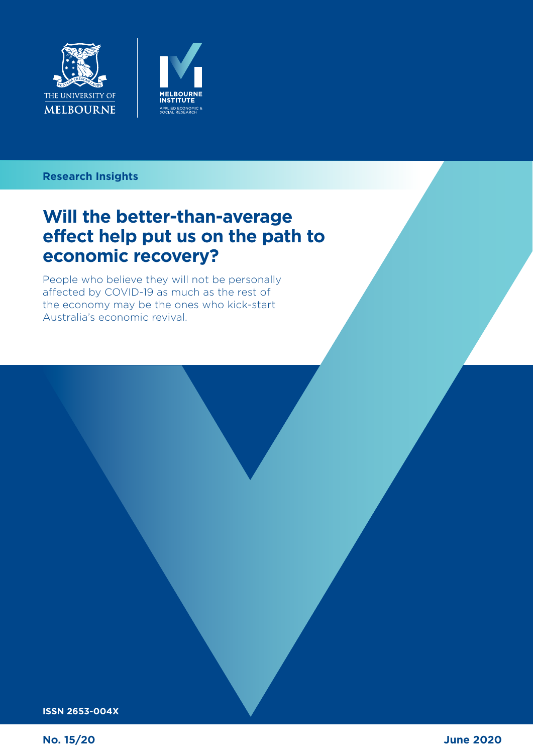THE UNIVERSITY OF MELBOURNE

MELBOURNE INSTITUTE
APPLIED ECONOMIC & SOCIAL RESEARCH

**Research Insights**

# Will the better-than-average effect help put us on the path to economic recovery?

People who believe they will not be personally affected by COVID-19 as much as the rest of the economy may be the ones who kick-start Australia's economic revival.

**ISSN 2653-004X**

**No. 15/20**

**June 2020**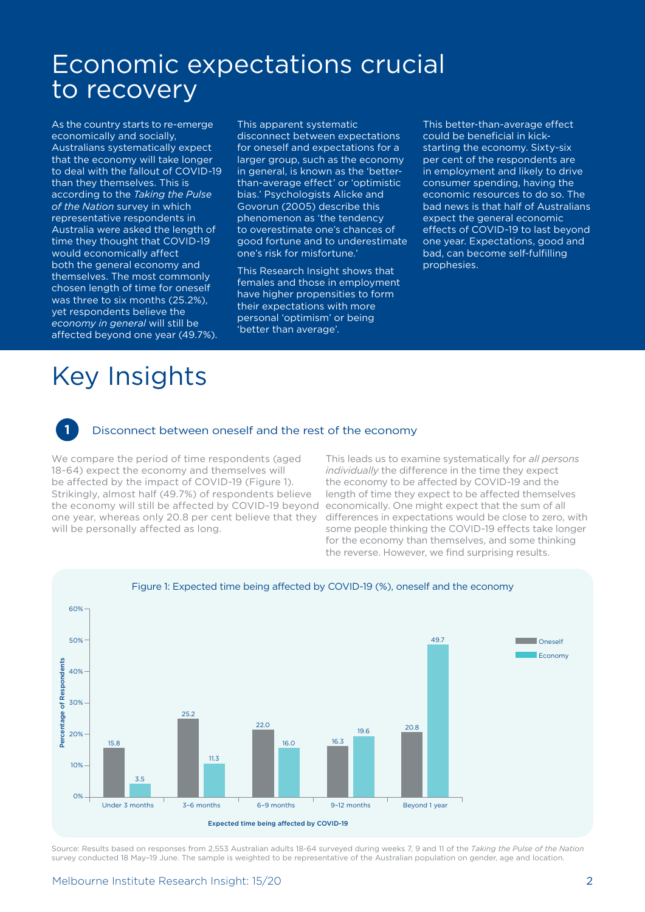# Economic expectations crucial to recovery

As the country starts to re-emerge economically and socially, Australians systematically expect that the economy will take longer to deal with the fallout of COVID-19 than they themselves. This is according to the *Taking the Pulse of the Nation* survey in which representative respondents in Australia were asked the length of time they thought that COVID-19 would economically affect both the general economy and themselves. The most commonly chosen length of time for oneself was three to six months (25.2%), yet respondents believe the *economy in general* will still be affected beyond one year (49.7%).

This apparent systematic disconnect between expectations for oneself and expectations for a larger group, such as the economy in general, is known as the 'better-than-average effect' or 'optimistic bias.' Psychologists Alicke and Govorun (2005) describe this phenomenon as 'the tendency to overestimate one's chances of good fortune and to underestimate one's risk for misfortune.'

This Research Insight shows that females and those in employment have higher propensities to form their expectations with more personal 'optimism' or being 'better than average'.

This better-than-average effect could be beneficial in kick-starting the economy. Sixty-six per cent of the respondents are in employment and likely to drive consumer spending, having the economic resources to do so. The bad news is that half of Australians expect the general economic effects of COVID-19 to last beyond one year. Expectations, good and bad, can become self-fulfilling prophesies.

# Key Insights

## 1 Disconnect between oneself and the rest of the economy

We compare the period of time respondents (aged 18-64) expect the economy and themselves will be affected by the impact of COVID-19 (Figure 1). Strikingly, almost half (49.7%) of respondents believe the economy will still be affected by COVID-19 beyond one year, whereas only 20.8 per cent believe that they will be personally affected as long.

This leads us to examine systematically for *all persons individually* the difference in the time they expect the economy to be affected by COVID-19 and the length of time they expect to be affected themselves economically. One might expect that the sum of all differences in expectations would be close to zero, with some people thinking the COVID-19 effects take longer for the economy than themselves, and some thinking the reverse. However, we find surprising results.

Figure 1: Expected time being affected by COVID-19 (%), oneself and the economy

| Expected time being affected by COVID-19 | Oneself | Economy |
|---|---|---|
| Under 3 months | 15.8 | 3.5 |
| 3–6 months | 25.2 | 11.3 |
| 6–9 months | 22.0 | 16.0 |
| 9–12 months | 16.3 | 19.6 |
| Beyond 1 year | 20.8 | 49.7 |

Source: Results based on responses from 2,553 Australian adults 18-64 surveyed during weeks 7, 9 and 11 of the *Taking the Pulse of the Nation* survey conducted 18 May–19 June. The sample is weighted to be representative of the Australian population on gender, age and location.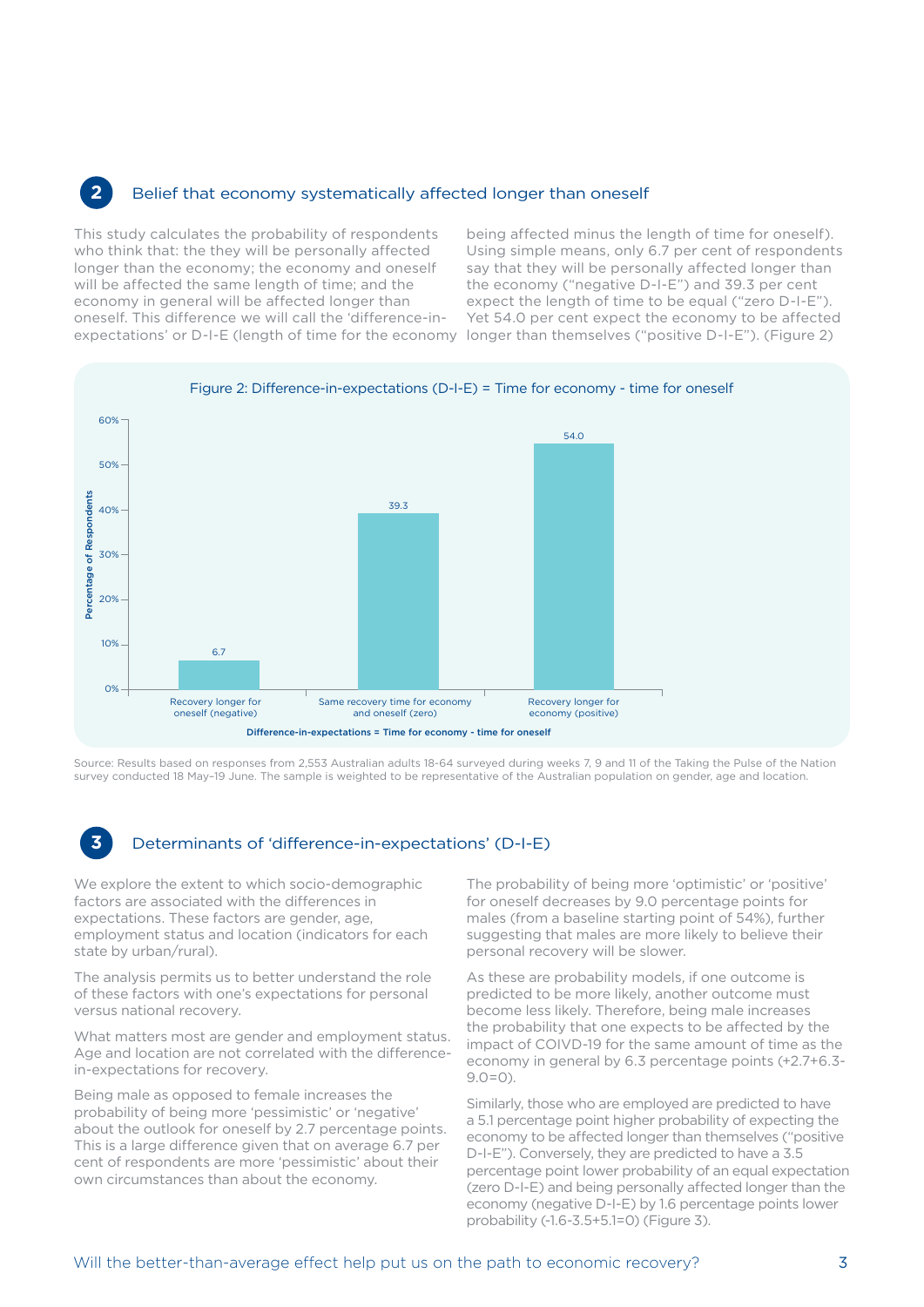## 2 Belief that economy systematically affected longer than oneself

This study calculates the probability of respondents who think that: the they will be personally affected longer than the economy; the economy and oneself will be affected the same length of time; and the economy in general will be affected longer than oneself. This difference we will call the 'difference-in-expectations' or D-I-E (length of time for the economy being affected minus the length of time for oneself). Using simple means, only 6.7 per cent of respondents say that they will be personally affected longer than the economy ("negative D-I-E") and 39.3 per cent expect the length of time to be equal ("zero D-I-E"). Yet 54.0 per cent expect the economy to be affected longer than themselves ("positive D-I-E"). (Figure 2)

Figure 2: Difference-in-expectations (D-I-E) = Time for economy - time for oneself

| Difference-in-expectations = Time for economy - time for oneself | Percentage of Respondents |
|---|---|
| Recovery longer for oneself (negative) | 6.7 |
| Same recovery time for economy and oneself (zero) | 39.3 |
| Recovery longer for economy (positive) | 54.0 |

Source: Results based on responses from 2,553 Australian adults 18-64 surveyed during weeks 7, 9 and 11 of the Taking the Pulse of the Nation survey conducted 18 May–19 June. The sample is weighted to be representative of the Australian population on gender, age and location.

## 3 Determinants of 'difference-in-expectations' (D-I-E)

We explore the extent to which socio-demographic factors are associated with the differences in expectations. These factors are gender, age, employment status and location (indicators for each state by urban/rural).

The analysis permits us to better understand the role of these factors with one's expectations for personal versus national recovery.

What matters most are gender and employment status. Age and location are not correlated with the difference-in-expectations for recovery.

Being male as opposed to female increases the probability of being more 'pessimistic' or 'negative' about the outlook for oneself by 2.7 percentage points. This is a large difference given that on average 6.7 per cent of respondents are more 'pessimistic' about their own circumstances than about the economy.

The probability of being more 'optimistic' or 'positive' for oneself decreases by 9.0 percentage points for males (from a baseline starting point of 54%), further suggesting that males are more likely to believe their personal recovery will be slower.

As these are probability models, if one outcome is predicted to be more likely, another outcome must become less likely. Therefore, being male increases the probability that one expects to be affected by the impact of COIVD-19 for the same amount of time as the economy in general by 6.3 percentage points (+2.7+6.3-9.0=0).

Similarly, those who are employed are predicted to have a 5.1 percentage point higher probability of expecting the economy to be affected longer than themselves ("positive D-I-E"). Conversely, they are predicted to have a 3.5 percentage point lower probability of an equal expectation (zero D-I-E) and being personally affected longer than the economy (negative D-I-E) by 1.6 percentage points lower probability (-1.6-3.5+5.1=0) (Figure 3).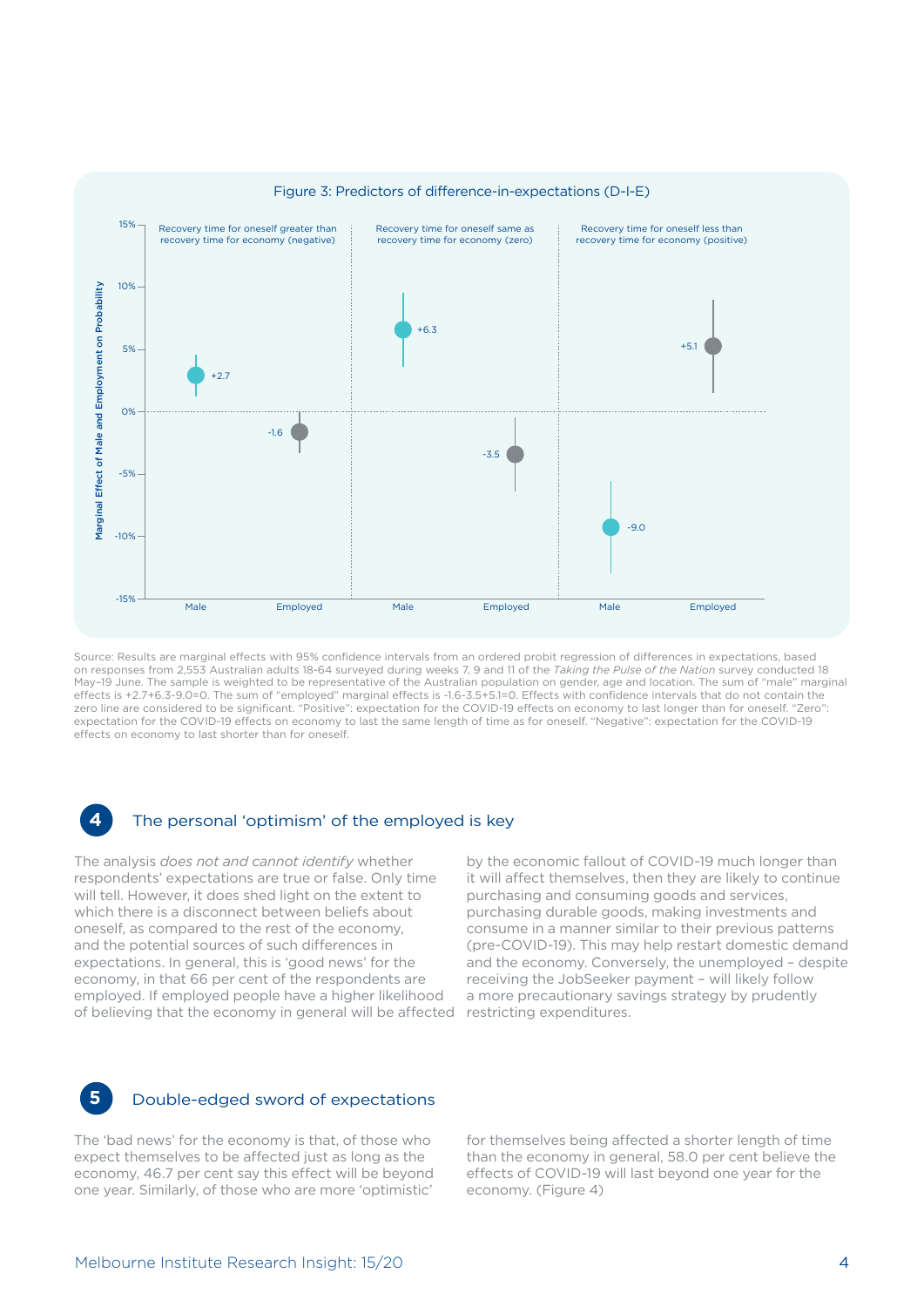Figure 3: Predictors of difference-in-expectations (D-I-E)

Source: Results are marginal effects with 95% confidence intervals from an ordered probit regression of differences in expectations, based on responses from 2,553 Australian adults 18-64 surveyed during weeks 7, 9 and 11 of the *Taking the Pulse of the Nation* survey conducted 18 May–19 June. The sample is weighted to be representative of the Australian population on gender, age and location. The sum of "male" marginal effects is +2.7+6.3-9.0=0. The sum of "employed" marginal effects is -1.6-3.5+5.1=0. Effects with confidence intervals that do not contain the zero line are considered to be significant. "Positive": expectation for the COVID-19 effects on economy to last longer than for oneself. "Zero": expectation for the COVID-19 effects on economy to last the same length of time as for oneself. "Negative": expectation for the COVID-19 effects on economy to last shorter than for oneself.

## 4 The personal 'optimism' of the employed is key

The analysis *does not and cannot identify* whether respondents' expectations are true or false. Only time will tell. However, it does shed light on the extent to which there is a disconnect between beliefs about oneself, as compared to the rest of the economy, and the potential sources of such differences in expectations. In general, this is 'good news' for the economy, in that 66 per cent of the respondents are employed. If employed people have a higher likelihood of believing that the economy in general will be affected by the economic fallout of COVID-19 much longer than it will affect themselves, then they are likely to continue purchasing and consuming goods and services, purchasing durable goods, making investments and consume in a manner similar to their previous patterns (pre-COVID-19). This may help restart domestic demand and the economy. Conversely, the unemployed – despite receiving the JobSeeker payment – will likely follow a more precautionary savings strategy by prudently restricting expenditures.

## 5 Double-edged sword of expectations

The 'bad news' for the economy is that, of those who expect themselves to be affected just as long as the economy, 46.7 per cent say this effect will be beyond one year. Similarly, of those who are more 'optimistic' for themselves being affected a shorter length of time than the economy in general, 58.0 per cent believe the effects of COVID-19 will last beyond one year for the economy. (Figure 4)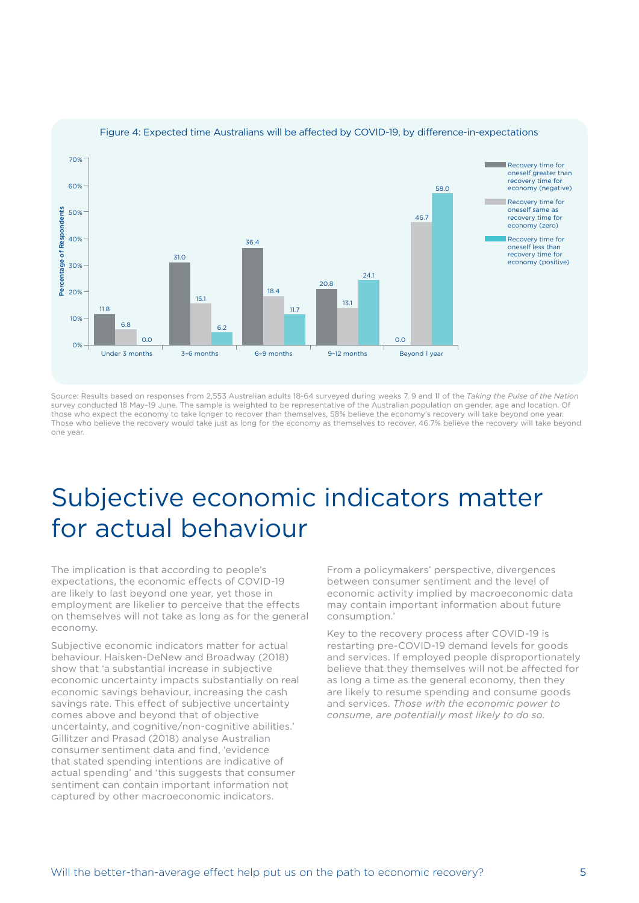Figure 4: Expected time Australians will be affected by COVID-19, by difference-in-expectations

| Percentage of Respondents | Under 3 months | 3–6 months | 6–9 months | 9–12 months | Beyond 1 year |
| --- | --- | --- | --- | --- | --- |
| Recovery time for oneself greater than recovery time for economy (negative) | 11.8 | 31.0 | 36.4 | 20.8 | 0.0 |
| Recovery time for oneself same as recovery time for economy (zero) | 6.8 | 15.1 | 18.4 | 13.1 | 46.7 |
| Recovery time for oneself less than recovery time for economy (positive) | 0.0 | 6.2 | 11.7 | 24.1 | 58.0 |

Source: Results based on responses from 2,553 Australian adults 18-64 surveyed during weeks 7, 9 and 11 of the *Taking the Pulse of the Nation* survey conducted 18 May–19 June. The sample is weighted to be representative of the Australian population on gender, age and location. Of those who expect the economy to take longer to recover than themselves, 58% believe the economy's recovery will take beyond one year. Those who believe the recovery would take just as long for the economy as themselves to recover, 46.7% believe the recovery will take beyond one year.

# Subjective economic indicators matter for actual behaviour

The implication is that according to people's expectations, the economic effects of COVID-19 are likely to last beyond one year, yet those in employment are likelier to perceive that the effects on themselves will not take as long as for the general economy.

Subjective economic indicators matter for actual behaviour. Haisken-DeNew and Broadway (2018) show that 'a substantial increase in subjective economic uncertainty impacts substantially on real economic savings behaviour, increasing the cash savings rate. This effect of subjective uncertainty comes above and beyond that of objective uncertainty, and cognitive/non-cognitive abilities.' Gillitzer and Prasad (2018) analyse Australian consumer sentiment data and find, 'evidence that stated spending intentions are indicative of actual spending' and 'this suggests that consumer sentiment can contain important information not captured by other macroeconomic indicators. From a policymakers' perspective, divergences between consumer sentiment and the level of economic activity implied by macroeconomic data may contain important information about future consumption.'

Key to the recovery process after COVID-19 is restarting pre-COVID-19 demand levels for goods and services. If employed people disproportionately believe that they themselves will not be affected for as long a time as the general economy, then they are likely to resume spending and consume goods and services. *Those with the economic power to consume, are potentially most likely to do so.*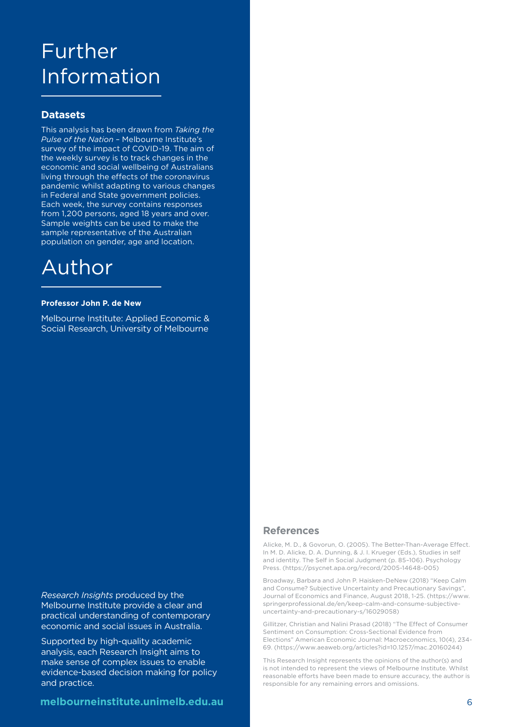# Further Information

## Datasets

This analysis has been drawn from *Taking the Pulse of the Nation* – Melbourne Institute's survey of the impact of COVID-19. The aim of the weekly survey is to track changes in the economic and social wellbeing of Australians living through the effects of the coronavirus pandemic whilst adapting to various changes in Federal and State government policies. Each week, the survey contains responses from 1,200 persons, aged 18 years and over. Sample weights can be used to make the sample representative of the Australian population on gender, age and location.

# Author

**Professor John P. de New**

Melbourne Institute: Applied Economic & Social Research, University of Melbourne

*Research Insights* produced by the Melbourne Institute provide a clear and practical understanding of contemporary economic and social issues in Australia.

Supported by high-quality academic analysis, each Research Insight aims to make sense of complex issues to enable evidence-based decision making for policy and practice.

## References

Alicke, M. D., & Govorun, O. (2005). The Better-Than-Average Effect. In M. D. Alicke, D. A. Dunning, & J. I. Krueger (Eds.), Studies in self and identity. The Self in Social Judgment (p. 85–106). Psychology Press. (https://psycnet.apa.org/record/2005-14648-005)

Broadway, Barbara and John P. Haisken-DeNew (2018) "Keep Calm and Consume? Subjective Uncertainty and Precautionary Savings", Journal of Economics and Finance, August 2018, 1-25. (https://www.springerprofessional.de/en/keep-calm-and-consume-subjective-uncertainty-and-precautionary-s/16029058)

Gillitzer, Christian and Nalini Prasad (2018) "The Effect of Consumer Sentiment on Consumption: Cross-Sectional Evidence from Elections" American Economic Journal: Macroeconomics, 10(4), 234-69. (https://www.aeaweb.org/articles?id=10.1257/mac.20160244)

This Research Insight represents the opinions of the author(s) and is not intended to represent the views of Melbourne Institute. Whilst reasonable efforts have been made to ensure accuracy, the author is responsible for any remaining errors and omissions.

**melbourneinstitute.unimelb.edu.au**